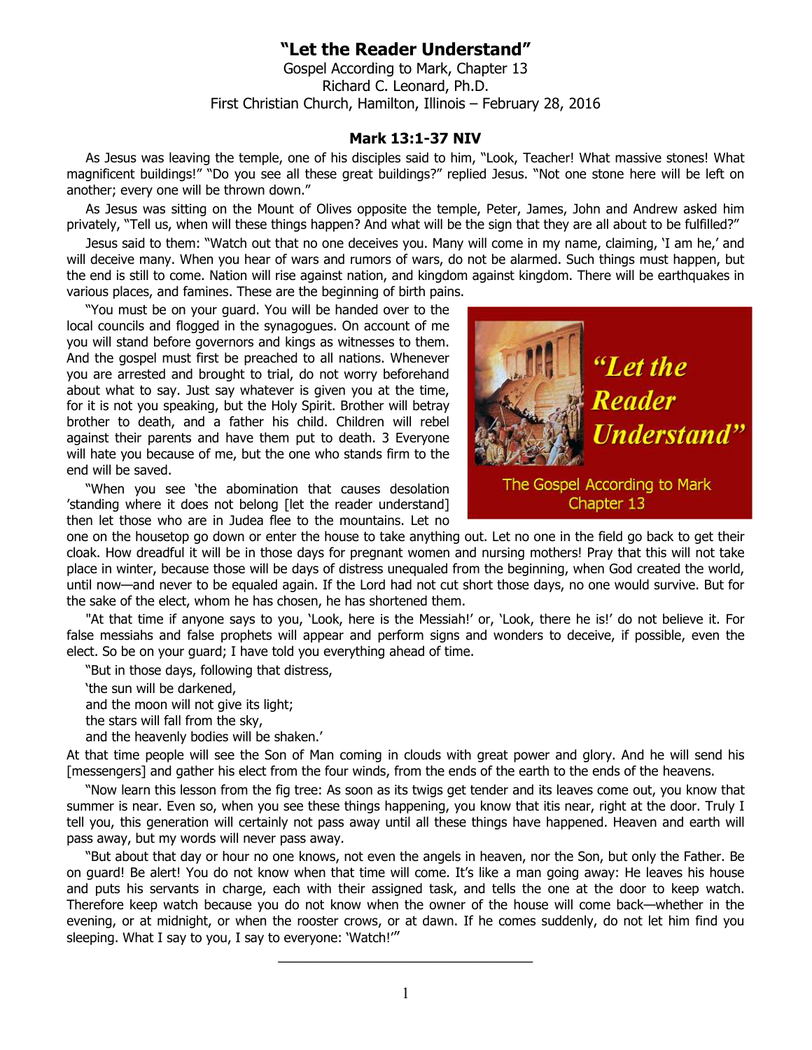# "Let the Reader Understand"

Gospel According to Mark, Chapter 13
Richard C. Leonard, Ph.D.
First Christian Church, Hamilton, Illinois – February 28, 2016

## Mark 13:1-37 NIV

As Jesus was leaving the temple, one of his disciples said to him, "Look, Teacher! What massive stones! What magnificent buildings!" "Do you see all these great buildings?" replied Jesus. "Not one stone here will be left on another; every one will be thrown down."

As Jesus was sitting on the Mount of Olives opposite the temple, Peter, James, John and Andrew asked him privately, "Tell us, when will these things happen? And what will be the sign that they are all about to be fulfilled?"

Jesus said to them: "Watch out that no one deceives you. Many will come in my name, claiming, 'I am he,' and will deceive many. When you hear of wars and rumors of wars, do not be alarmed. Such things must happen, but the end is still to come. Nation will rise against nation, and kingdom against kingdom. There will be earthquakes in various places, and famines. These are the beginning of birth pains.

"You must be on your guard. You will be handed over to the local councils and flogged in the synagogues. On account of me you will stand before governors and kings as witnesses to them. And the gospel must first be preached to all nations. Whenever you are arrested and brought to trial, do not worry beforehand about what to say. Just say whatever is given you at the time, for it is not you speaking, but the Holy Spirit. Brother will betray brother to death, and a father his child. Children will rebel against their parents and have them put to death. 3 Everyone will hate you because of me, but the one who stands firm to the end will be saved.

"Let the Reader Understand"

The Gospel According to Mark
Chapter 13

"When you see 'the abomination that causes desolation 'standing where it does not belong [let the reader understand] then let those who are in Judea flee to the mountains. Let no one on the housetop go down or enter the house to take anything out. Let no one in the field go back to get their cloak. How dreadful it will be in those days for pregnant women and nursing mothers! Pray that this will not take place in winter, because those will be days of distress unequaled from the beginning, when God created the world, until now—and never to be equaled again. If the Lord had not cut short those days, no one would survive. But for the sake of the elect, whom he has chosen, he has shortened them.

"At that time if anyone says to you, 'Look, here is the Messiah!' or, 'Look, there he is!' do not believe it. For false messiahs and false prophets will appear and perform signs and wonders to deceive, if possible, even the elect. So be on your guard; I have told you everything ahead of time.

"But in those days, following that distress,

'the sun will be darkened,
and the moon will not give its light;
the stars will fall from the sky,
and the heavenly bodies will be shaken.'

At that time people will see the Son of Man coming in clouds with great power and glory. And he will send his [messengers] and gather his elect from the four winds, from the ends of the earth to the ends of the heavens.

"Now learn this lesson from the fig tree: As soon as its twigs get tender and its leaves come out, you know that summer is near. Even so, when you see these things happening, you know that itis near, right at the door. Truly I tell you, this generation will certainly not pass away until all these things have happened. Heaven and earth will pass away, but my words will never pass away.

"But about that day or hour no one knows, not even the angels in heaven, nor the Son, but only the Father. Be on guard! Be alert! You do not know when that time will come. It's like a man going away: He leaves his house and puts his servants in charge, each with their assigned task, and tells the one at the door to keep watch. Therefore keep watch because you do not know when the owner of the house will come back—whether in the evening, or at midnight, or when the rooster crows, or at dawn. If he comes suddenly, do not let him find you sleeping. What I say to you, I say to everyone: 'Watch!'"

---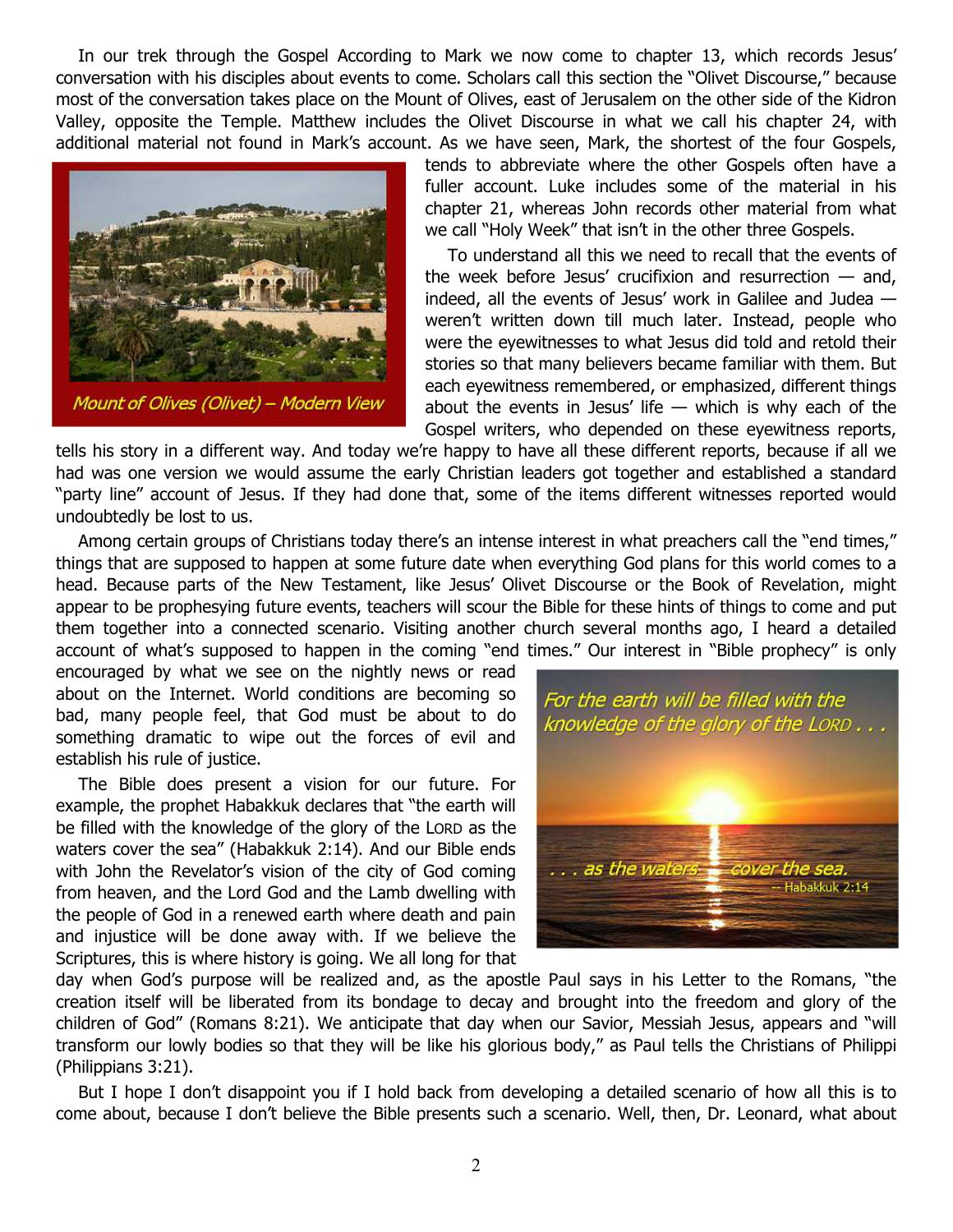In our trek through the Gospel According to Mark we now come to chapter 13, which records Jesus' conversation with his disciples about events to come. Scholars call this section the "Olivet Discourse," because most of the conversation takes place on the Mount of Olives, east of Jerusalem on the other side of the Kidron Valley, opposite the Temple. Matthew includes the Olivet Discourse in what we call his chapter 24, with additional material not found in Mark's account. As we have seen, Mark, the shortest of the four Gospels, tends to abbreviate where the other Gospels often have a fuller account. Luke includes some of the material in his chapter 21, whereas John records other material from what we call "Holy Week" that isn't in the other three Gospels.

*Mount of Olives (Olivet) – Modern View*

To understand all this we need to recall that the events of the week before Jesus' crucifixion and resurrection — and, indeed, all the events of Jesus' work in Galilee and Judea — weren't written down till much later. Instead, people who were the eyewitnesses to what Jesus did told and retold their stories so that many believers became familiar with them. But each eyewitness remembered, or emphasized, different things about the events in Jesus' life — which is why each of the Gospel writers, who depended on these eyewitness reports, tells his story in a different way. And today we're happy to have all these different reports, because if all we had was one version we would assume the early Christian leaders got together and established a standard "party line" account of Jesus. If they had done that, some of the items different witnesses reported would undoubtedly be lost to us.

Among certain groups of Christians today there's an intense interest in what preachers call the "end times," things that are supposed to happen at some future date when everything God plans for this world comes to a head. Because parts of the New Testament, like Jesus' Olivet Discourse or the Book of Revelation, might appear to be prophesying future events, teachers will scour the Bible for these hints of things to come and put them together into a connected scenario. Visiting another church several months ago, I heard a detailed account of what's supposed to happen in the coming "end times." Our interest in "Bible prophecy" is only encouraged by what we see on the nightly news or read about on the Internet. World conditions are becoming so bad, many people feel, that God must be about to do something dramatic to wipe out the forces of evil and establish his rule of justice.

*For the earth will be filled with the knowledge of the glory of the LORD . . . . . . as the waters cover the sea.* -- Habakkuk 2:14

The Bible does present a vision for our future. For example, the prophet Habakkuk declares that "the earth will be filled with the knowledge of the glory of the LORD as the waters cover the sea" (Habakkuk 2:14). And our Bible ends with John the Revelator's vision of the city of God coming from heaven, and the Lord God and the Lamb dwelling with the people of God in a renewed earth where death and pain and injustice will be done away with. If we believe the Scriptures, this is where history is going. We all long for that day when God's purpose will be realized and, as the apostle Paul says in his Letter to the Romans, "the creation itself will be liberated from its bondage to decay and brought into the freedom and glory of the children of God" (Romans 8:21). We anticipate that day when our Savior, Messiah Jesus, appears and "will transform our lowly bodies so that they will be like his glorious body," as Paul tells the Christians of Philippi (Philippians 3:21).

But I hope I don't disappoint you if I hold back from developing a detailed scenario of how all this is to come about, because I don't believe the Bible presents such a scenario. Well, then, Dr. Leonard, what about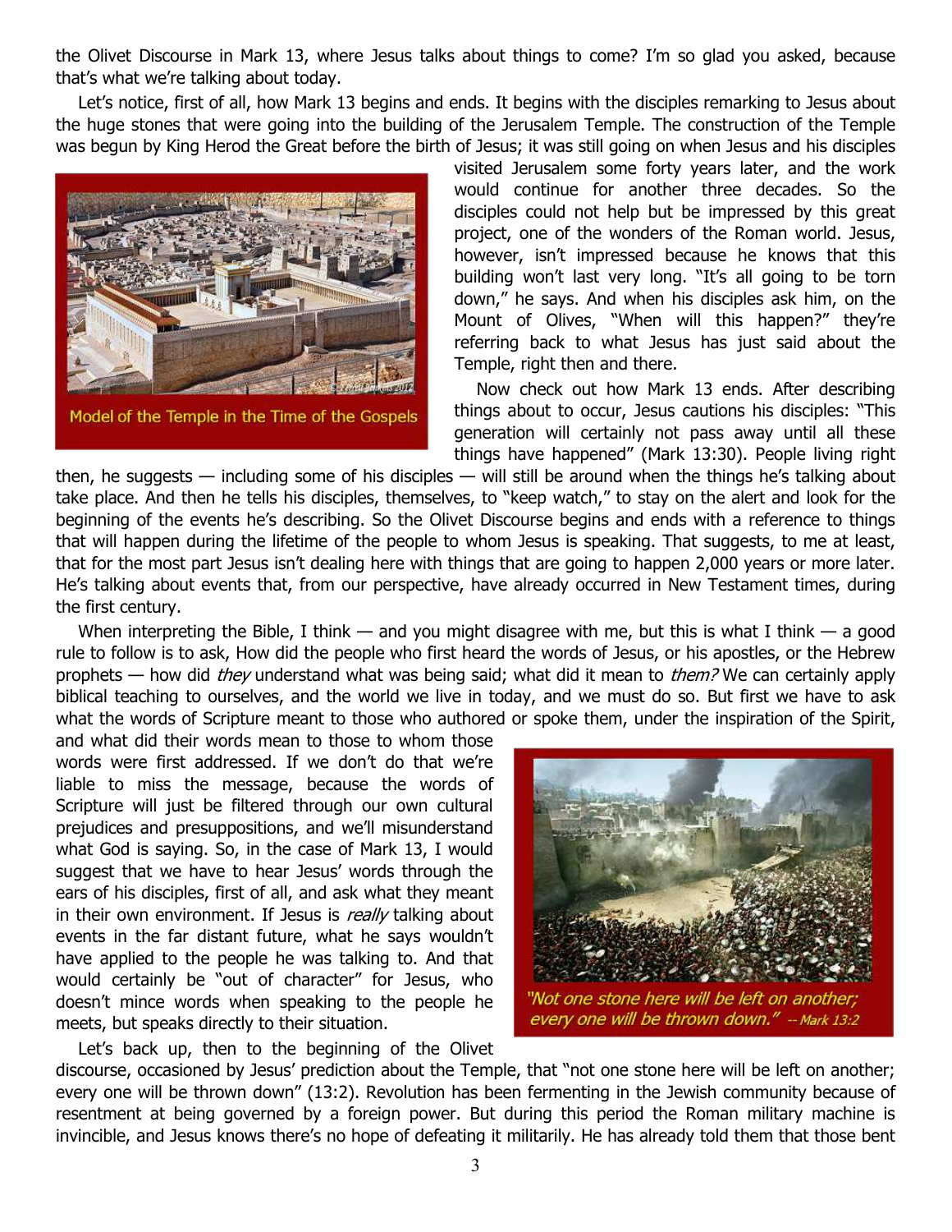the Olivet Discourse in Mark 13, where Jesus talks about things to come? I'm so glad you asked, because that's what we're talking about today.

Let's notice, first of all, how Mark 13 begins and ends. It begins with the disciples remarking to Jesus about the huge stones that were going into the building of the Jerusalem Temple. The construction of the Temple was begun by King Herod the Great before the birth of Jesus; it was still going on when Jesus and his disciples visited Jerusalem some forty years later, and the work would continue for another three decades. So the disciples could not help but be impressed by this great project, one of the wonders of the Roman world. Jesus, however, isn't impressed because he knows that this building won't last very long. "It's all going to be torn down," he says. And when his disciples ask him, on the Mount of Olives, "When will this happen?" they're referring back to what Jesus has just said about the Temple, right then and there.

Model of the Temple in the Time of the Gospels

Now check out how Mark 13 ends. After describing things about to occur, Jesus cautions his disciples: "This generation will certainly not pass away until all these things have happened" (Mark 13:30). People living right then, he suggests — including some of his disciples — will still be around when the things he's talking about take place. And then he tells his disciples, themselves, to "keep watch," to stay on the alert and look for the beginning of the events he's describing. So the Olivet Discourse begins and ends with a reference to things that will happen during the lifetime of the people to whom Jesus is speaking. That suggests, to me at least, that for the most part Jesus isn't dealing here with things that are going to happen 2,000 years or more later. He's talking about events that, from our perspective, have already occurred in New Testament times, during the first century.

When interpreting the Bible, I think — and you might disagree with me, but this is what I think — a good rule to follow is to ask, How did the people who first heard the words of Jesus, or his apostles, or the Hebrew prophets — how did *they* understand what was being said; what did it mean to *them?* We can certainly apply biblical teaching to ourselves, and the world we live in today, and we must do so. But first we have to ask what the words of Scripture meant to those who authored or spoke them, under the inspiration of the Spirit, and what did their words mean to those to whom those words were first addressed. If we don't do that we're liable to miss the message, because the words of Scripture will just be filtered through our own cultural prejudices and presuppositions, and we'll misunderstand what God is saying. So, in the case of Mark 13, I would suggest that we have to hear Jesus' words through the ears of his disciples, first of all, and ask what they meant in their own environment. If Jesus is *really* talking about events in the far distant future, what he says wouldn't have applied to the people he was talking to. And that would certainly be "out of character" for Jesus, who doesn't mince words when speaking to the people he meets, but speaks directly to their situation.

*"Not one stone here will be left on another; every one will be thrown down." -- Mark 13:2*

Let's back up, then to the beginning of the Olivet discourse, occasioned by Jesus' prediction about the Temple, that "not one stone here will be left on another; every one will be thrown down" (13:2). Revolution has been fermenting in the Jewish community because of resentment at being governed by a foreign power. But during this period the Roman military machine is invincible, and Jesus knows there's no hope of defeating it militarily. He has already told them that those bent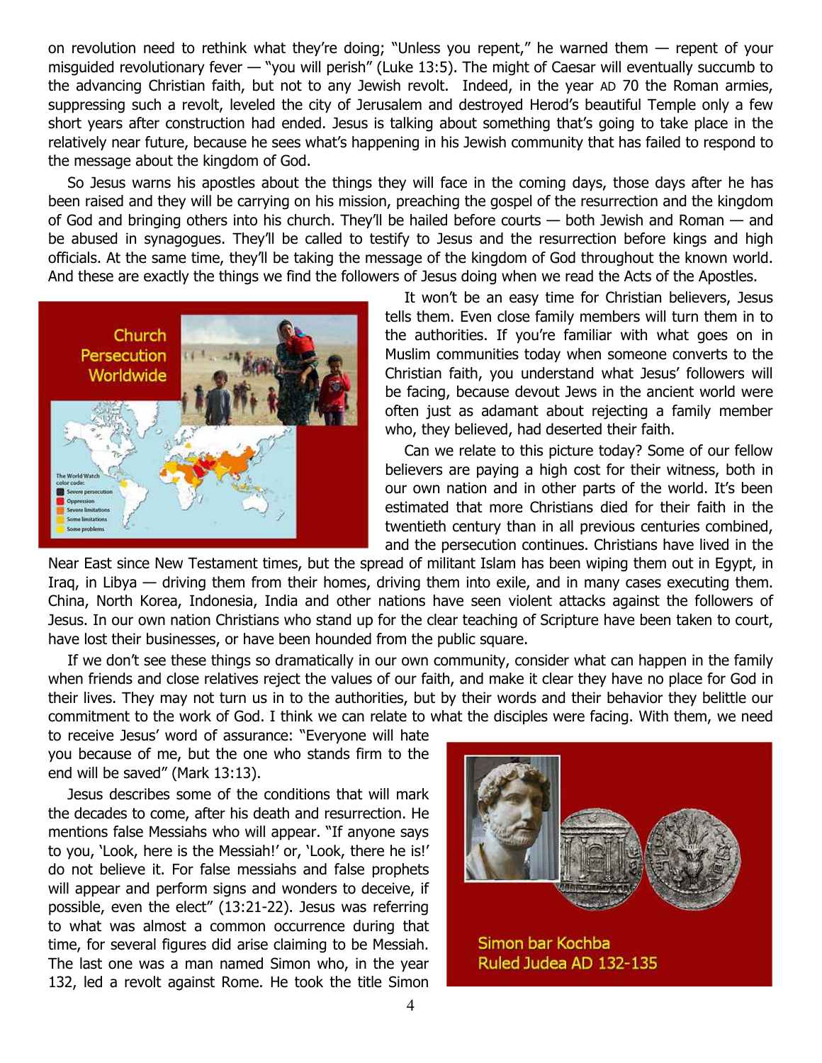on revolution need to rethink what they're doing; "Unless you repent," he warned them — repent of your misguided revolutionary fever — "you will perish" (Luke 13:5). The might of Caesar will eventually succumb to the advancing Christian faith, but not to any Jewish revolt. Indeed, in the year AD 70 the Roman armies, suppressing such a revolt, leveled the city of Jerusalem and destroyed Herod's beautiful Temple only a few short years after construction had ended. Jesus is talking about something that's going to take place in the relatively near future, because he sees what's happening in his Jewish community that has failed to respond to the message about the kingdom of God.

So Jesus warns his apostles about the things they will face in the coming days, those days after he has been raised and they will be carrying on his mission, preaching the gospel of the resurrection and the kingdom of God and bringing others into his church. They'll be hailed before courts — both Jewish and Roman — and be abused in synagogues. They'll be called to testify to Jesus and the resurrection before kings and high officials. At the same time, they'll be taking the message of the kingdom of God throughout the known world. And these are exactly the things we find the followers of Jesus doing when we read the Acts of the Apostles.

Church Persecution Worldwide

It won't be an easy time for Christian believers, Jesus tells them. Even close family members will turn them in to the authorities. If you're familiar with what goes on in Muslim communities today when someone converts to the Christian faith, you understand what Jesus' followers will be facing, because devout Jews in the ancient world were often just as adamant about rejecting a family member who, they believed, had deserted their faith.

Can we relate to this picture today? Some of our fellow believers are paying a high cost for their witness, both in our own nation and in other parts of the world. It's been estimated that more Christians died for their faith in the twentieth century than in all previous centuries combined, and the persecution continues. Christians have lived in the Near East since New Testament times, but the spread of militant Islam has been wiping them out in Egypt, in Iraq, in Libya — driving them from their homes, driving them into exile, and in many cases executing them. China, North Korea, Indonesia, India and other nations have seen violent attacks against the followers of Jesus. In our own nation Christians who stand up for the clear teaching of Scripture have been taken to court, have lost their businesses, or have been hounded from the public square.

If we don't see these things so dramatically in our own community, consider what can happen in the family when friends and close relatives reject the values of our faith, and make it clear they have no place for God in their lives. They may not turn us in to the authorities, but by their words and their behavior they belittle our commitment to the work of God. I think we can relate to what the disciples were facing. With them, we need to receive Jesus' word of assurance: "Everyone will hate you because of me, but the one who stands firm to the end will be saved" (Mark 13:13).

Jesus describes some of the conditions that will mark the decades to come, after his death and resurrection. He mentions false Messiahs who will appear. "If anyone says to you, 'Look, here is the Messiah!' or, 'Look, there he is!' do not believe it. For false messiahs and false prophets will appear and perform signs and wonders to deceive, if possible, even the elect" (13:21-22). Jesus was referring to what was almost a common occurrence during that time, for several figures did arise claiming to be Messiah. The last one was a man named Simon who, in the year 132, led a revolt against Rome. He took the title Simon

Simon bar Kochba
Ruled Judea AD 132-135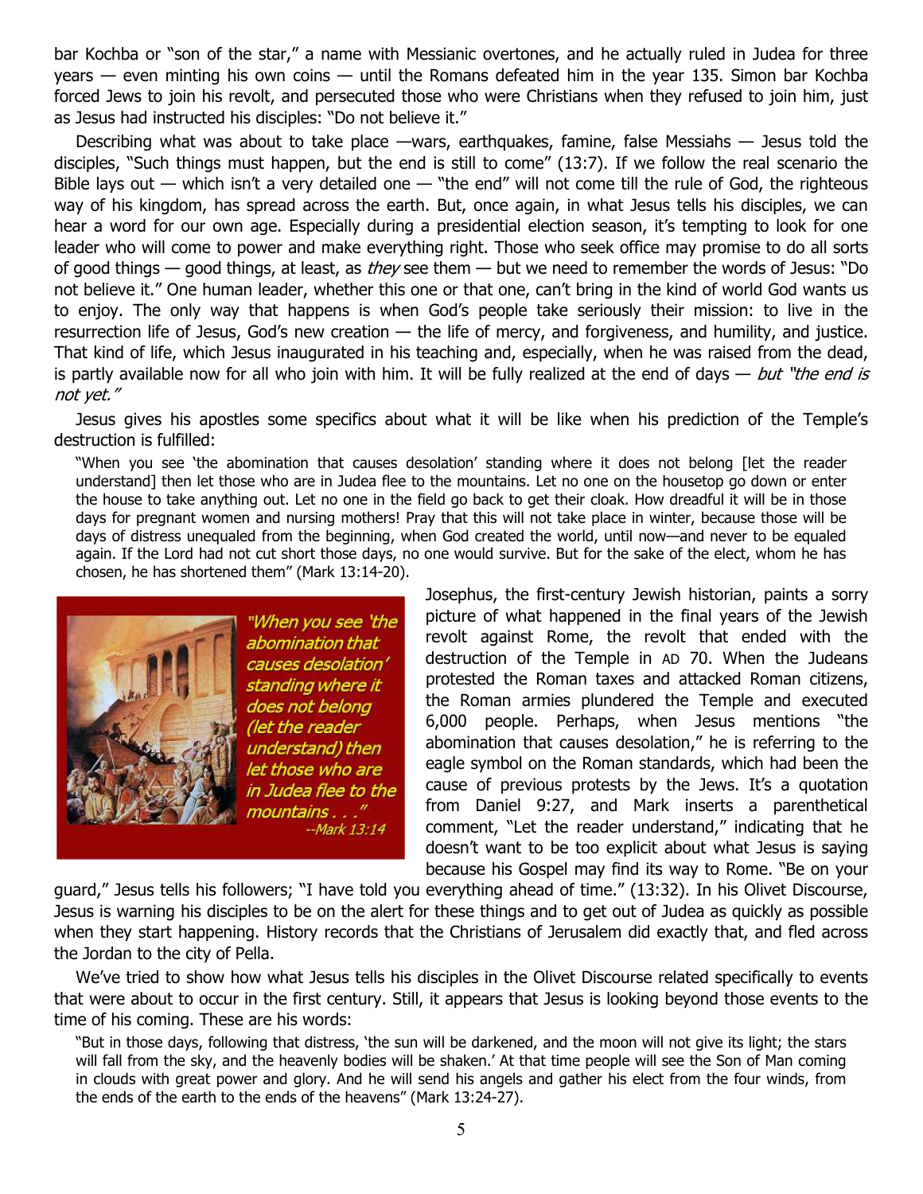bar Kochba or "son of the star," a name with Messianic overtones, and he actually ruled in Judea for three years — even minting his own coins — until the Romans defeated him in the year 135. Simon bar Kochba forced Jews to join his revolt, and persecuted those who were Christians when they refused to join him, just as Jesus had instructed his disciples: "Do not believe it."

Describing what was about to take place —wars, earthquakes, famine, false Messiahs — Jesus told the disciples, "Such things must happen, but the end is still to come" (13:7). If we follow the real scenario the Bible lays out — which isn't a very detailed one — "the end" will not come till the rule of God, the righteous way of his kingdom, has spread across the earth. But, once again, in what Jesus tells his disciples, we can hear a word for our own age. Especially during a presidential election season, it's tempting to look for one leader who will come to power and make everything right. Those who seek office may promise to do all sorts of good things — good things, at least, as *they* see them — but we need to remember the words of Jesus: "Do not believe it." One human leader, whether this one or that one, can't bring in the kind of world God wants us to enjoy. The only way that happens is when God's people take seriously their mission: to live in the resurrection life of Jesus, God's new creation — the life of mercy, and forgiveness, and humility, and justice. That kind of life, which Jesus inaugurated in his teaching and, especially, when he was raised from the dead, is partly available now for all who join with him. It will be fully realized at the end of days — *but "the end is not yet."*

Jesus gives his apostles some specifics about what it will be like when his prediction of the Temple's destruction is fulfilled:

> "When you see 'the abomination that causes desolation' standing where it does not belong [let the reader understand] then let those who are in Judea flee to the mountains. Let no one on the housetop go down or enter the house to take anything out. Let no one in the field go back to get their cloak. How dreadful it will be in those days for pregnant women and nursing mothers! Pray that this will not take place in winter, because those will be days of distress unequaled from the beginning, when God created the world, until now—and never to be equaled again. If the Lord had not cut short those days, no one would survive. But for the sake of the elect, whom he has chosen, he has shortened them" (Mark 13:14-20).

*"When you see 'the abomination that causes desolation' standing where it does not belong (let the reader understand) then let those who are in Judea flee to the mountains . . ."* --Mark 13:14

Josephus, the first-century Jewish historian, paints a sorry picture of what happened in the final years of the Jewish revolt against Rome, the revolt that ended with the destruction of the Temple in AD 70. When the Judeans protested the Roman taxes and attacked Roman citizens, the Roman armies plundered the Temple and executed 6,000 people. Perhaps, when Jesus mentions "the abomination that causes desolation," he is referring to the eagle symbol on the Roman standards, which had been the cause of previous protests by the Jews. It's a quotation from Daniel 9:27, and Mark inserts a parenthetical comment, "Let the reader understand," indicating that he doesn't want to be too explicit about what Jesus is saying because his Gospel may find its way to Rome. "Be on your guard," Jesus tells his followers; "I have told you everything ahead of time." (13:32). In his Olivet Discourse, Jesus is warning his disciples to be on the alert for these things and to get out of Judea as quickly as possible when they start happening. History records that the Christians of Jerusalem did exactly that, and fled across the Jordan to the city of Pella.

We've tried to show how what Jesus tells his disciples in the Olivet Discourse related specifically to events that were about to occur in the first century. Still, it appears that Jesus is looking beyond those events to the time of his coming. These are his words:

> "But in those days, following that distress, 'the sun will be darkened, and the moon will not give its light; the stars will fall from the sky, and the heavenly bodies will be shaken.' At that time people will see the Son of Man coming in clouds with great power and glory. And he will send his angels and gather his elect from the four winds, from the ends of the earth to the ends of the heavens" (Mark 13:24-27).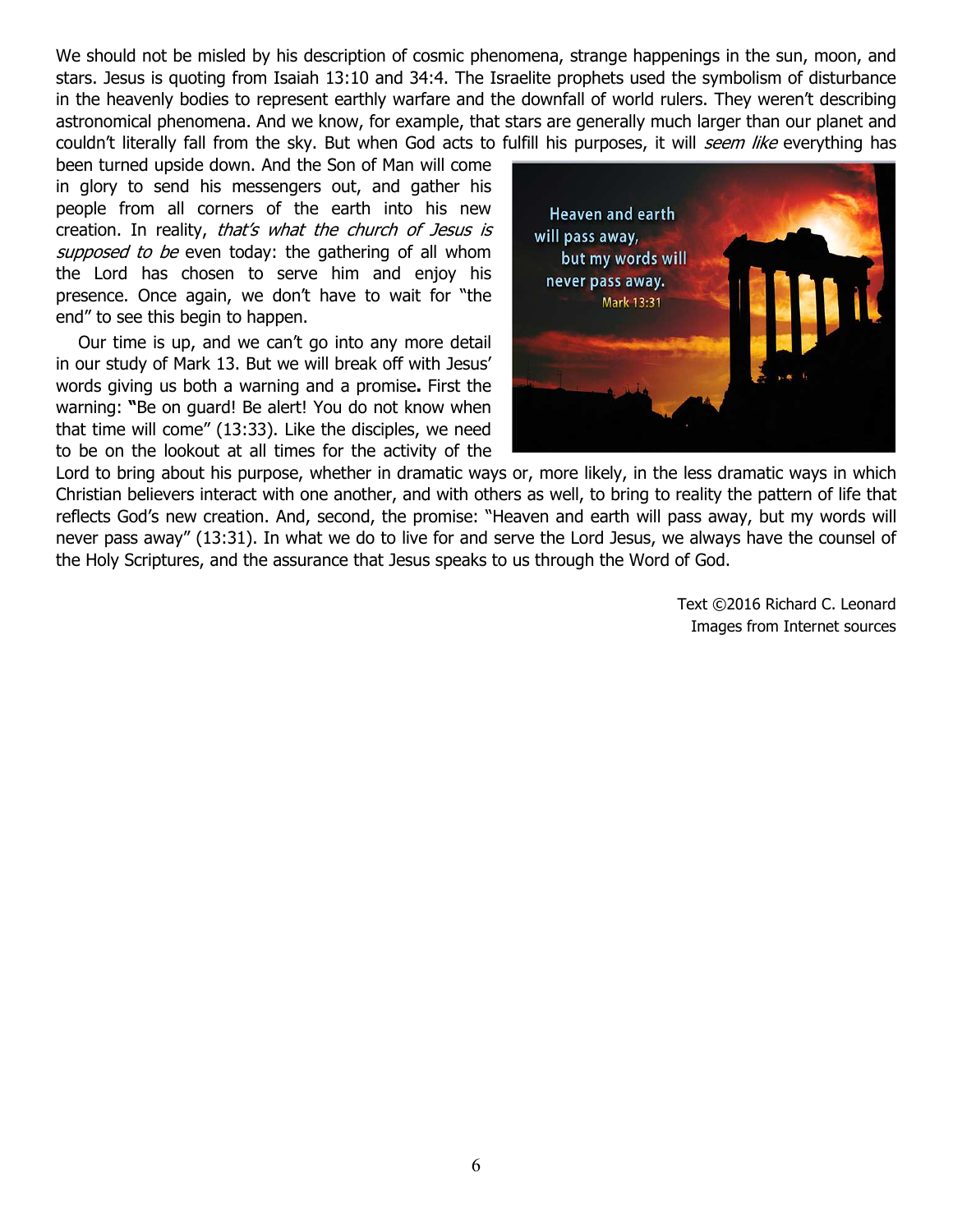We should not be misled by his description of cosmic phenomena, strange happenings in the sun, moon, and stars. Jesus is quoting from Isaiah 13:10 and 34:4. The Israelite prophets used the symbolism of disturbance in the heavenly bodies to represent earthly warfare and the downfall of world rulers. They weren't describing astronomical phenomena. And we know, for example, that stars are generally much larger than our planet and couldn't literally fall from the sky. But when God acts to fulfill his purposes, it will *seem like* everything has been turned upside down. And the Son of Man will come in glory to send his messengers out, and gather his people from all corners of the earth into his new creation. In reality, *that's what the church of Jesus is supposed to be* even today: the gathering of all whom the Lord has chosen to serve him and enjoy his presence. Once again, we don't have to wait for "the end" to see this begin to happen.

Our time is up, and we can't go into any more detail in our study of Mark 13. But we will break off with Jesus' words giving us both a warning and a promise**.** First the warning: **"**Be on guard! Be alert! You do not know when that time will come" (13:33). Like the disciples, we need to be on the lookout at all times for the activity of the Lord to bring about his purpose, whether in dramatic ways or, more likely, in the less dramatic ways in which Christian believers interact with one another, and with others as well, to bring to reality the pattern of life that reflects God's new creation. And, second, the promise: "Heaven and earth will pass away, but my words will never pass away" (13:31). In what we do to live for and serve the Lord Jesus, we always have the counsel of the Holy Scriptures, and the assurance that Jesus speaks to us through the Word of God.

Text ©2016 Richard C. Leonard
Images from Internet sources